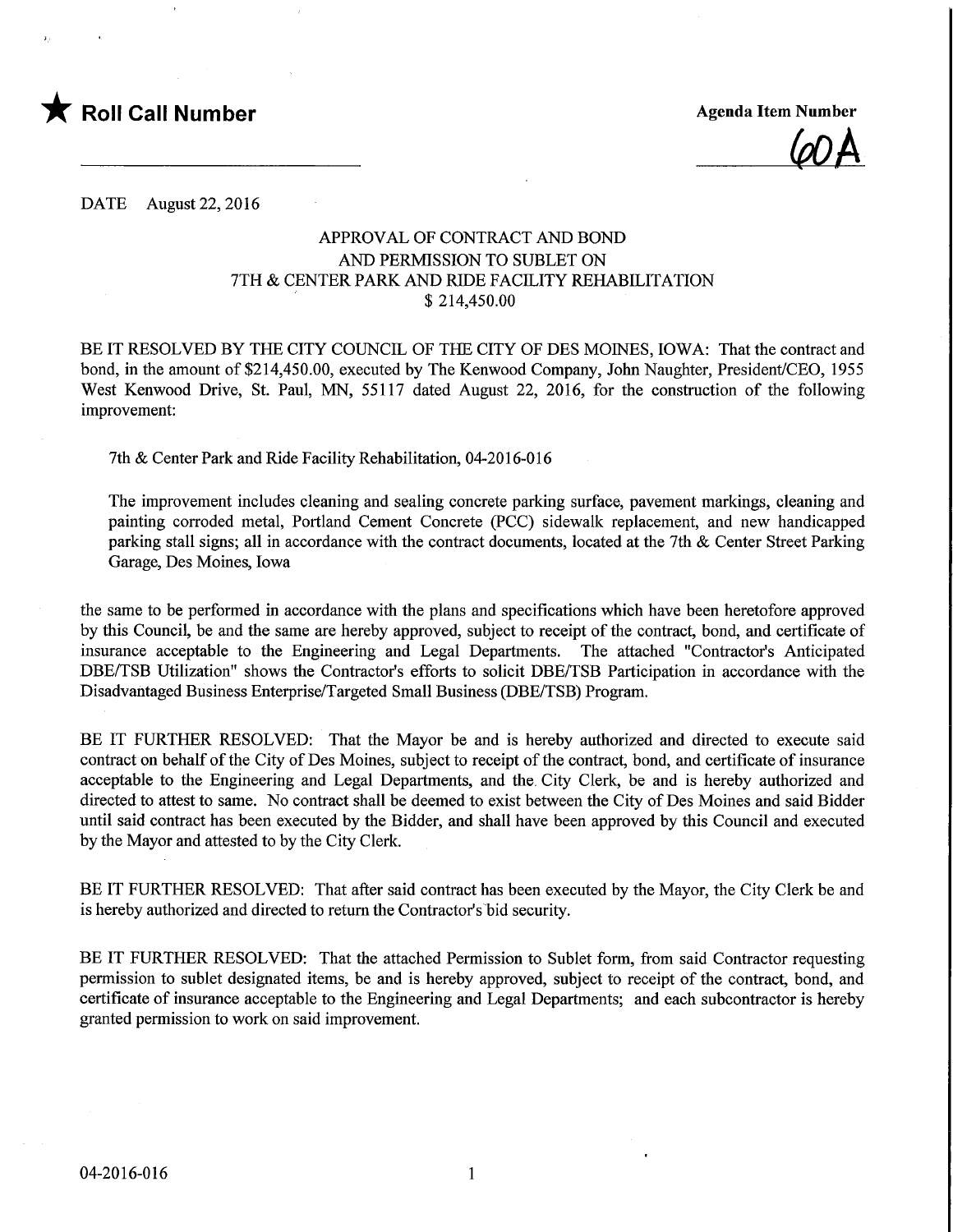★ **Roll Call Number**

**Agenda Item Number**

60A

DATE August 22, 2016

APPROVAL OF CONTRACT AND BOND
AND PERMISSION TO SUBLET ON
7TH & CENTER PARK AND RIDE FACILITY REHABILITATION
$ 214,450.00

BE IT RESOLVED BY THE CITY COUNCIL OF THE CITY OF DES MOINES, IOWA: That the contract and bond, in the amount of $214,450.00, executed by The Kenwood Company, John Naughter, President/CEO, 1955 West Kenwood Drive, St. Paul, MN, 55117 dated August 22, 2016, for the construction of the following improvement:

7th & Center Park and Ride Facility Rehabilitation, 04-2016-016

The improvement includes cleaning and sealing concrete parking surface, pavement markings, cleaning and painting corroded metal, Portland Cement Concrete (PCC) sidewalk replacement, and new handicapped parking stall signs; all in accordance with the contract documents, located at the 7th & Center Street Parking Garage, Des Moines, Iowa

the same to be performed in accordance with the plans and specifications which have been heretofore approved by this Council, be and the same are hereby approved, subject to receipt of the contract, bond, and certificate of insurance acceptable to the Engineering and Legal Departments. The attached "Contractor's Anticipated DBE/TSB Utilization" shows the Contractor's efforts to solicit DBE/TSB Participation in accordance with the Disadvantaged Business Enterprise/Targeted Small Business (DBE/TSB) Program.

BE IT FURTHER RESOLVED: That the Mayor be and is hereby authorized and directed to execute said contract on behalf of the City of Des Moines, subject to receipt of the contract, bond, and certificate of insurance acceptable to the Engineering and Legal Departments, and the City Clerk, be and is hereby authorized and directed to attest to same. No contract shall be deemed to exist between the City of Des Moines and said Bidder until said contract has been executed by the Bidder, and shall have been approved by this Council and executed by the Mayor and attested to by the City Clerk.

BE IT FURTHER RESOLVED: That after said contract has been executed by the Mayor, the City Clerk be and is hereby authorized and directed to return the Contractor's bid security.

BE IT FURTHER RESOLVED: That the attached Permission to Sublet form, from said Contractor requesting permission to sublet designated items, be and is hereby approved, subject to receipt of the contract, bond, and certificate of insurance acceptable to the Engineering and Legal Departments; and each subcontractor is hereby granted permission to work on said improvement.

04-2016-016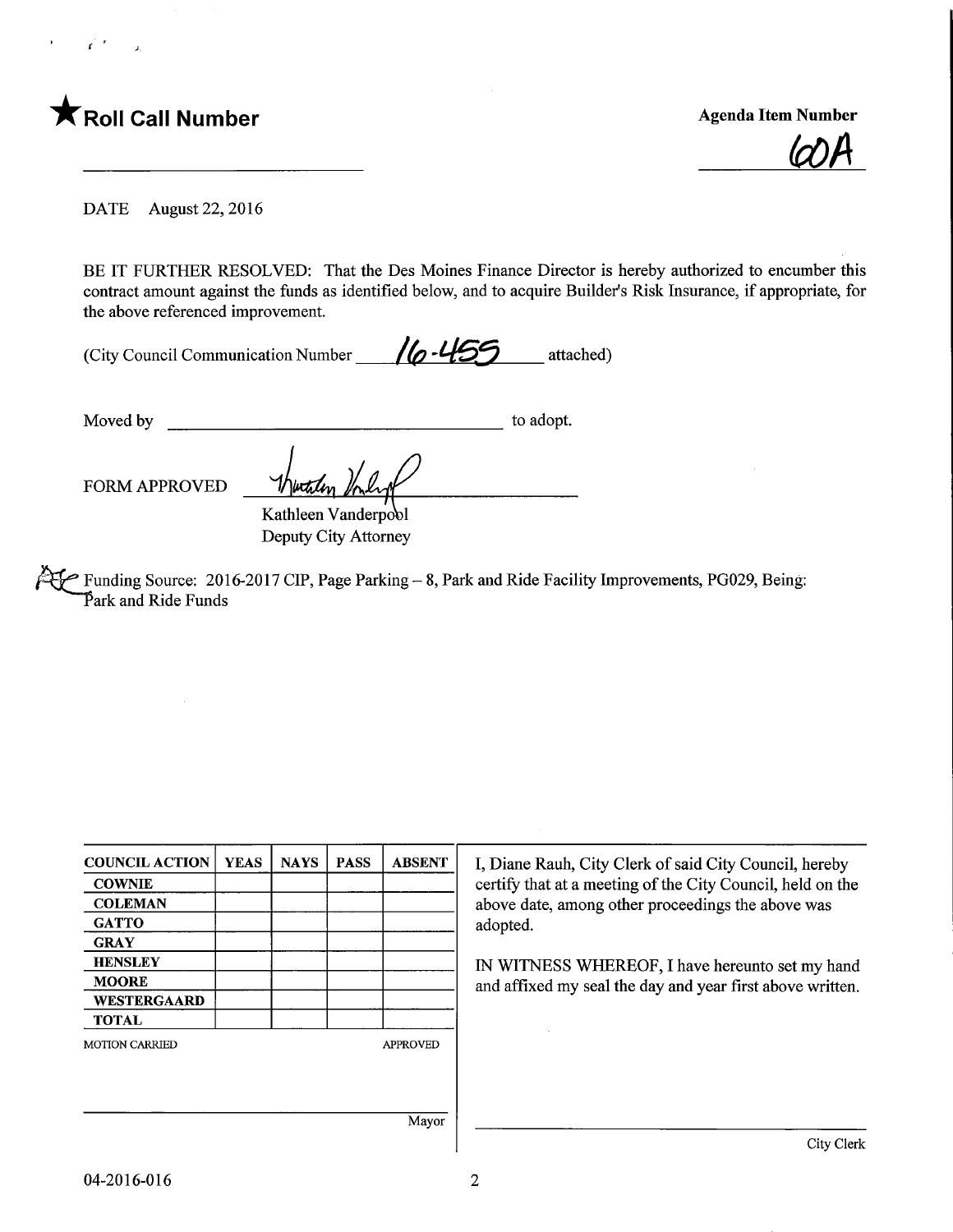★ **Roll Call Number**

**Agenda Item Number**

60A

DATE August 22, 2016

BE IT FURTHER RESOLVED: That the Des Moines Finance Director is hereby authorized to encumber this contract amount against the funds as identified below, and to acquire Builder's Risk Insurance, if appropriate, for the above referenced improvement.

(City Council Communication Number 16-455 attached)

Moved by ______________________________ to adopt.

FORM APPROVED

Kathleen Vanderpool
Deputy City Attorney

Funding Source: 2016-2017 CIP, Page Parking – 8, Park and Ride Facility Improvements, PG029, Being: Park and Ride Funds

| COUNCIL ACTION | YEAS | NAYS | PASS | ABSENT |
|---|---|---|---|---|
| COWNIE | | | | |
| COLEMAN | | | | |
| GATTO | | | | |
| GRAY | | | | |
| HENSLEY | | | | |
| MOORE | | | | |
| WESTERGAARD | | | | |
| TOTAL | | | | |

MOTION CARRIED APPROVED

______________________________ Mayor

I, Diane Rauh, City Clerk of said City Council, hereby certify that at a meeting of the City Council, held on the above date, among other proceedings the above was adopted.

IN WITNESS WHEREOF, I have hereunto set my hand and affixed my seal the day and year first above written.

______________________________ City Clerk

04-2016-016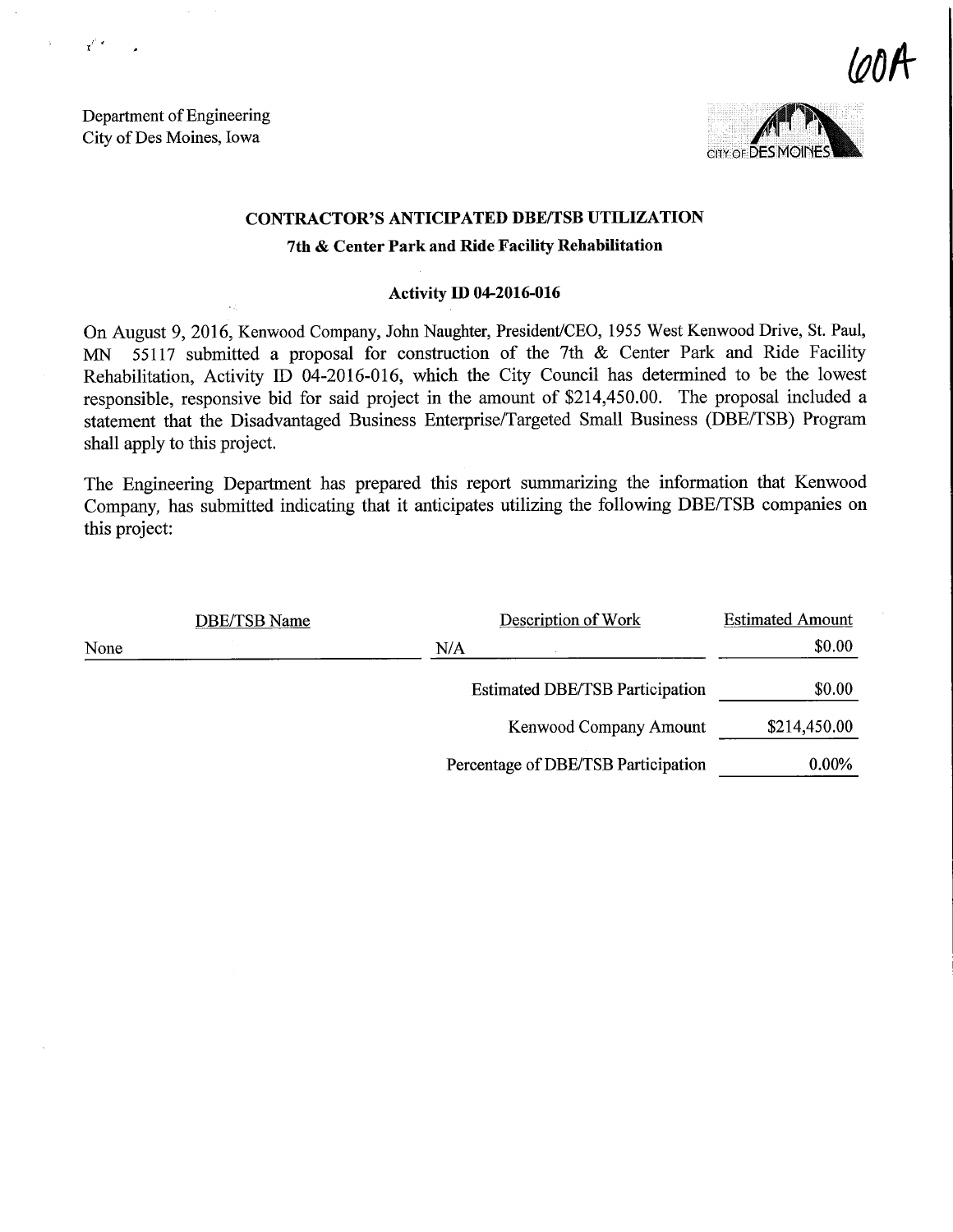60A

Department of Engineering
City of Des Moines, Iowa

CITY OF DES MOINES

## CONTRACTOR'S ANTICIPATED DBE/TSB UTILIZATION

### 7th & Center Park and Ride Facility Rehabilitation

### Activity ID 04-2016-016

On August 9, 2016, Kenwood Company, John Naughter, President/CEO, 1955 West Kenwood Drive, St. Paul, MN 55117 submitted a proposal for construction of the 7th & Center Park and Ride Facility Rehabilitation, Activity ID 04-2016-016, which the City Council has determined to be the lowest responsible, responsive bid for said project in the amount of $214,450.00. The proposal included a statement that the Disadvantaged Business Enterprise/Targeted Small Business (DBE/TSB) Program shall apply to this project.

The Engineering Department has prepared this report summarizing the information that Kenwood Company, has submitted indicating that it anticipates utilizing the following DBE/TSB companies on this project:

| DBE/TSB Name | Description of Work | Estimated Amount |
|---|---|---|
| None | N/A | $0.00 |
| | Estimated DBE/TSB Participation | $0.00 |
| | Kenwood Company Amount | $214,450.00 |
| | Percentage of DBE/TSB Participation | 0.00% |